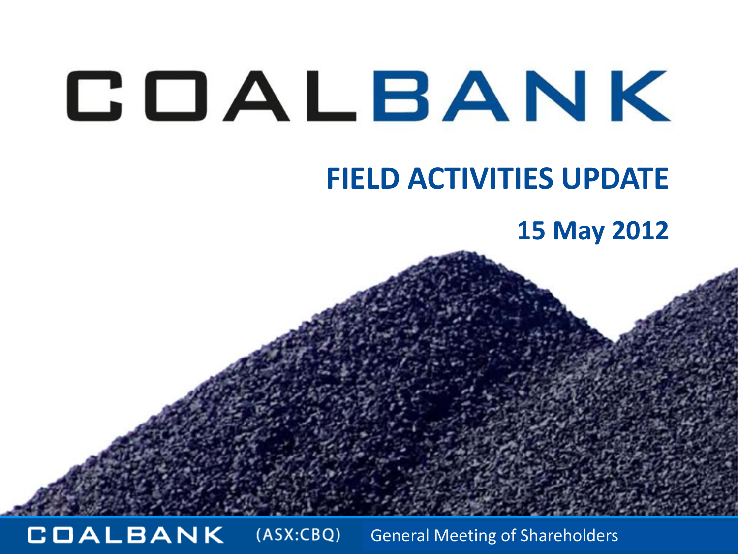# COALBANK

## FIELD ACTIVITIES UPDATE

## 15 May 2012

COALBANK (ASX:CBQ) General Meeting of Shareholders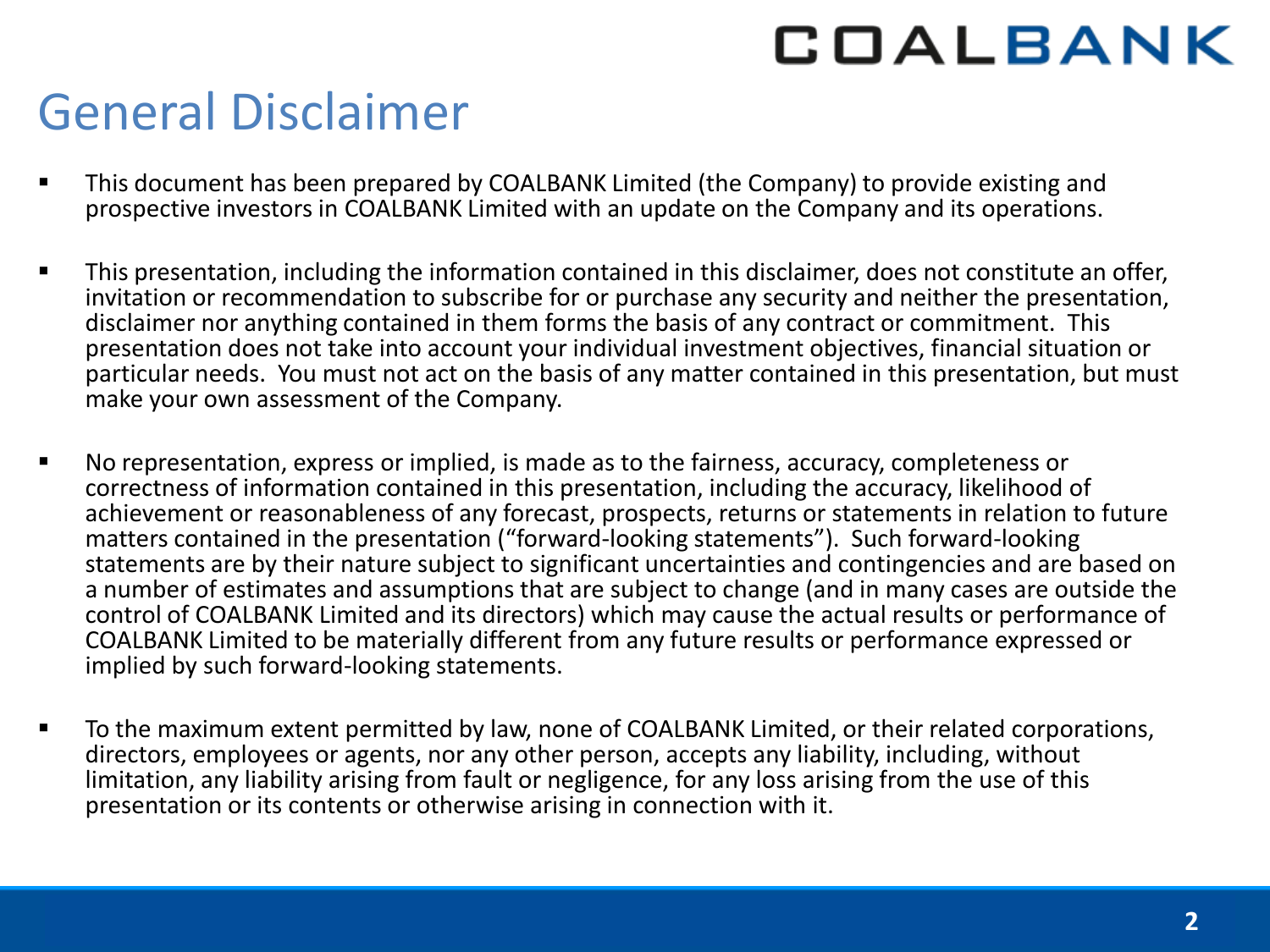# General Disclaimer

- This document has been prepared by COALBANK Limited (the Company) to provide existing and prospective investors in COALBANK Limited with an update on the Company and its operations.

- This presentation, including the information contained in this disclaimer, does not constitute an offer, invitation or recommendation to subscribe for or purchase any security and neither the presentation, disclaimer nor anything contained in them forms the basis of any contract or commitment. This presentation does not take into account your individual investment objectives, financial situation or particular needs. You must not act on the basis of any matter contained in this presentation, but must make your own assessment of the Company.

- No representation, express or implied, is made as to the fairness, accuracy, completeness or correctness of information contained in this presentation, including the accuracy, likelihood of achievement or reasonableness of any forecast, prospects, returns or statements in relation to future matters contained in the presentation ("forward-looking statements"). Such forward-looking statements are by their nature subject to significant uncertainties and contingencies and are based on a number of estimates and assumptions that are subject to change (and in many cases are outside the control of COALBANK Limited and its directors) which may cause the actual results or performance of COALBANK Limited to be materially different from any future results or performance expressed or implied by such forward-looking statements.

- To the maximum extent permitted by law, none of COALBANK Limited, or their related corporations, directors, employees or agents, nor any other person, accepts any liability, including, without limitation, any liability arising from fault or negligence, for any loss arising from the use of this presentation or its contents or otherwise arising in connection with it.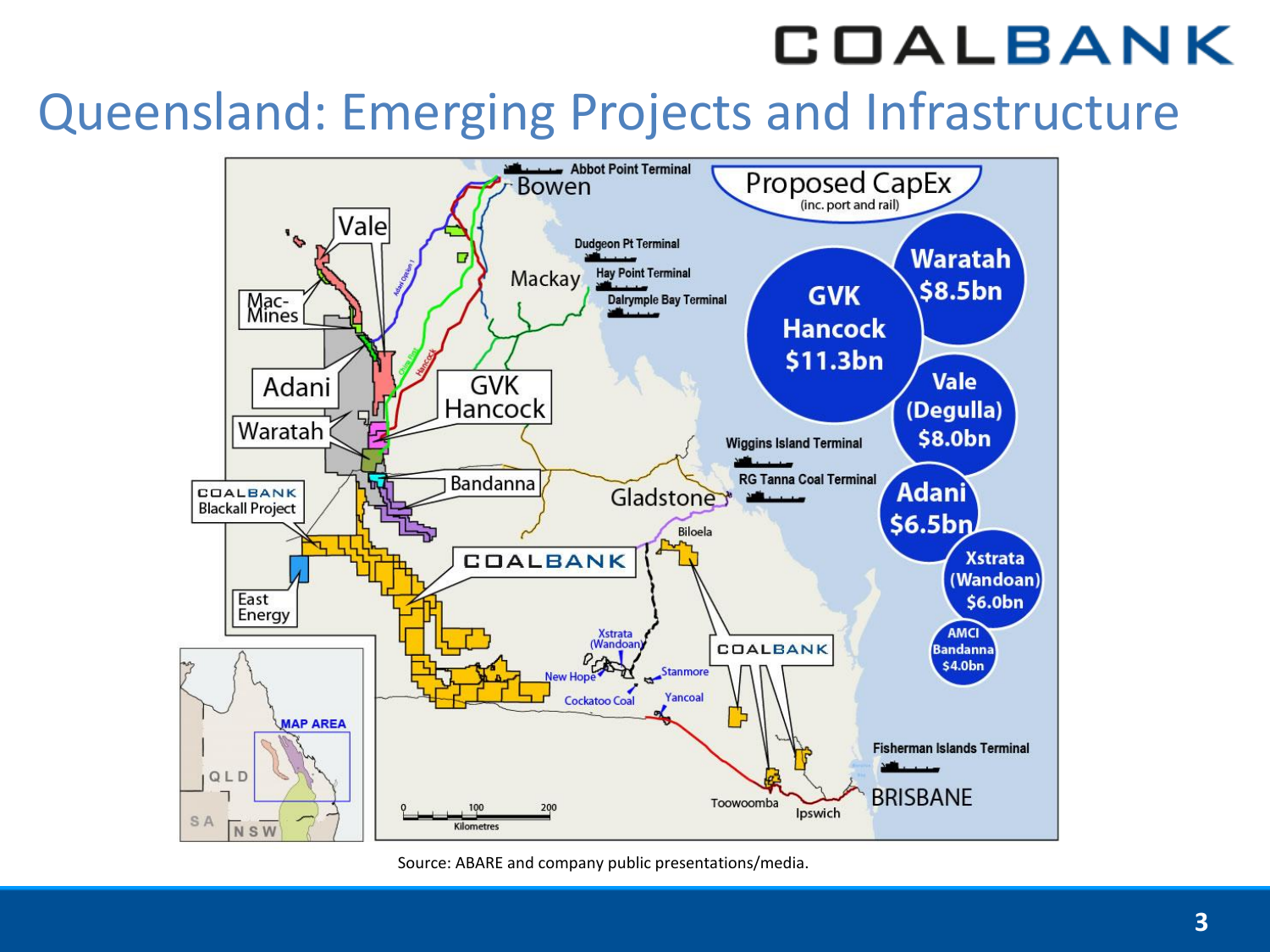# Queensland: Emerging Projects and Infrastructure

**Proposed CapEx** (inc. port and rail)

- GVK Hancock $11.3bn
- Waratah $8.5bn
- Vale (Degulla) $8.0bn
- Adani $6.5bn
- Xstrata (Wandoan) $6.0bn
- AMCI Bandanna $4.0bn

Map labels: Abbot Point Terminal, Bowen, Dudgeon Pt Terminal, Mackay, Hay Point Terminal, Dalrymple Bay Terminal, Vale, Mac-Mines, Adani, Waratah, GVK Hancock, Bandanna, COALBANK Blackall Project, East Energy, COALBANK, Wiggins Island Terminal, RG Tanna Coal Terminal, Gladstone, Biloela, Xstrata (Wandoan), New Hope, Stanmore, Cockatoo Coal, Yancoal, Toowoomba, Ipswich, Fisherman Islands Terminal, BRISBANE, MAP AREA, QLD, SA, NSW

Source: ABARE and company public presentations/media.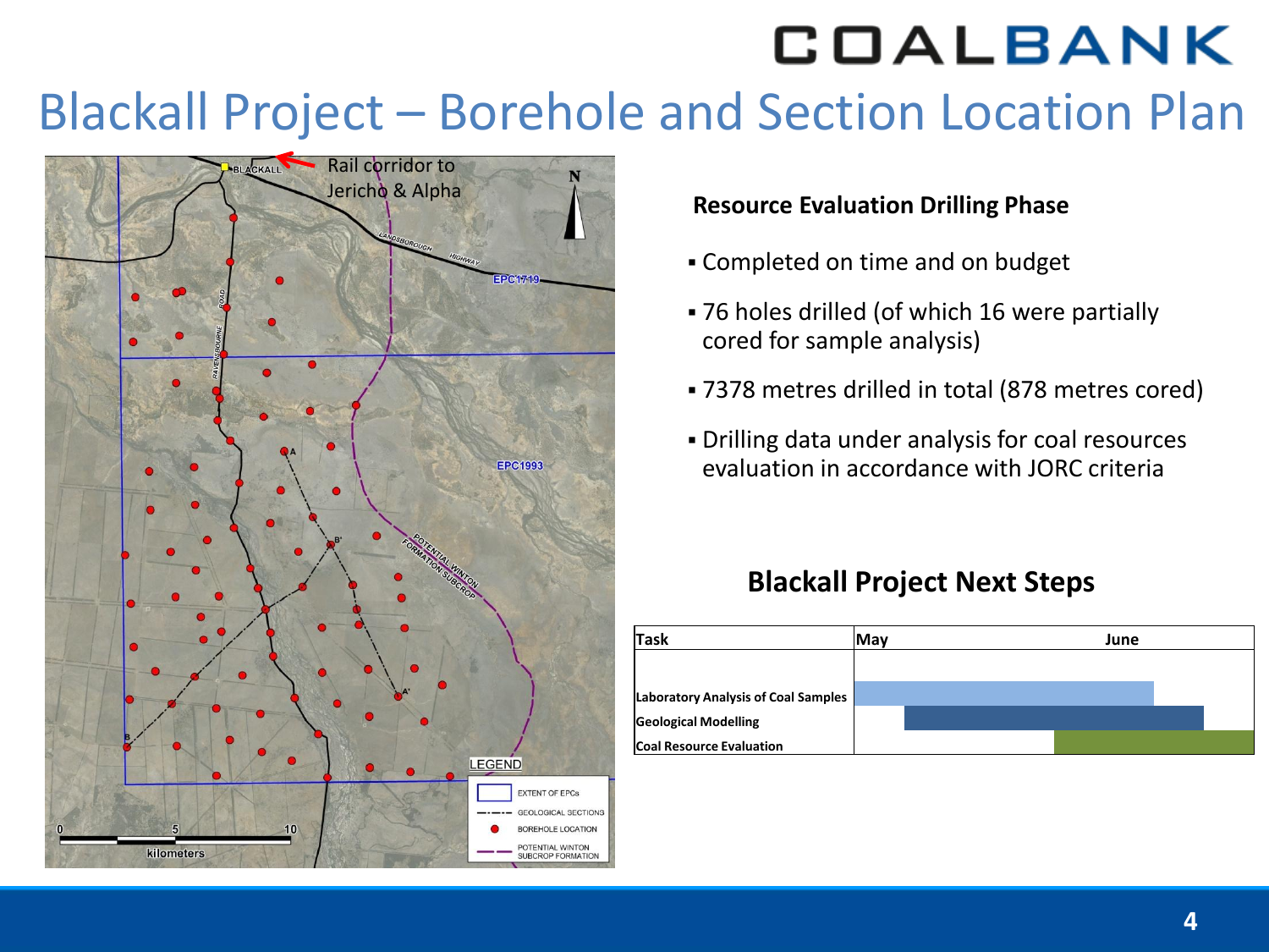# Blackall Project – Borehole and Section Location Plan

### Resource Evaluation Drilling Phase

- Completed on time and on budget
- 76 holes drilled (of which 16 were partially cored for sample analysis)
- 7378 metres drilled in total (878 metres cored)
- Drilling data under analysis for coal resources evaluation in accordance with JORC criteria

### Blackall Project Next Steps

| Task | May | June |
|---|---|---|
| Laboratory Analysis of Coal Samples | | |
| Geological Modelling | | |
| Coal Resource Evaluation | | |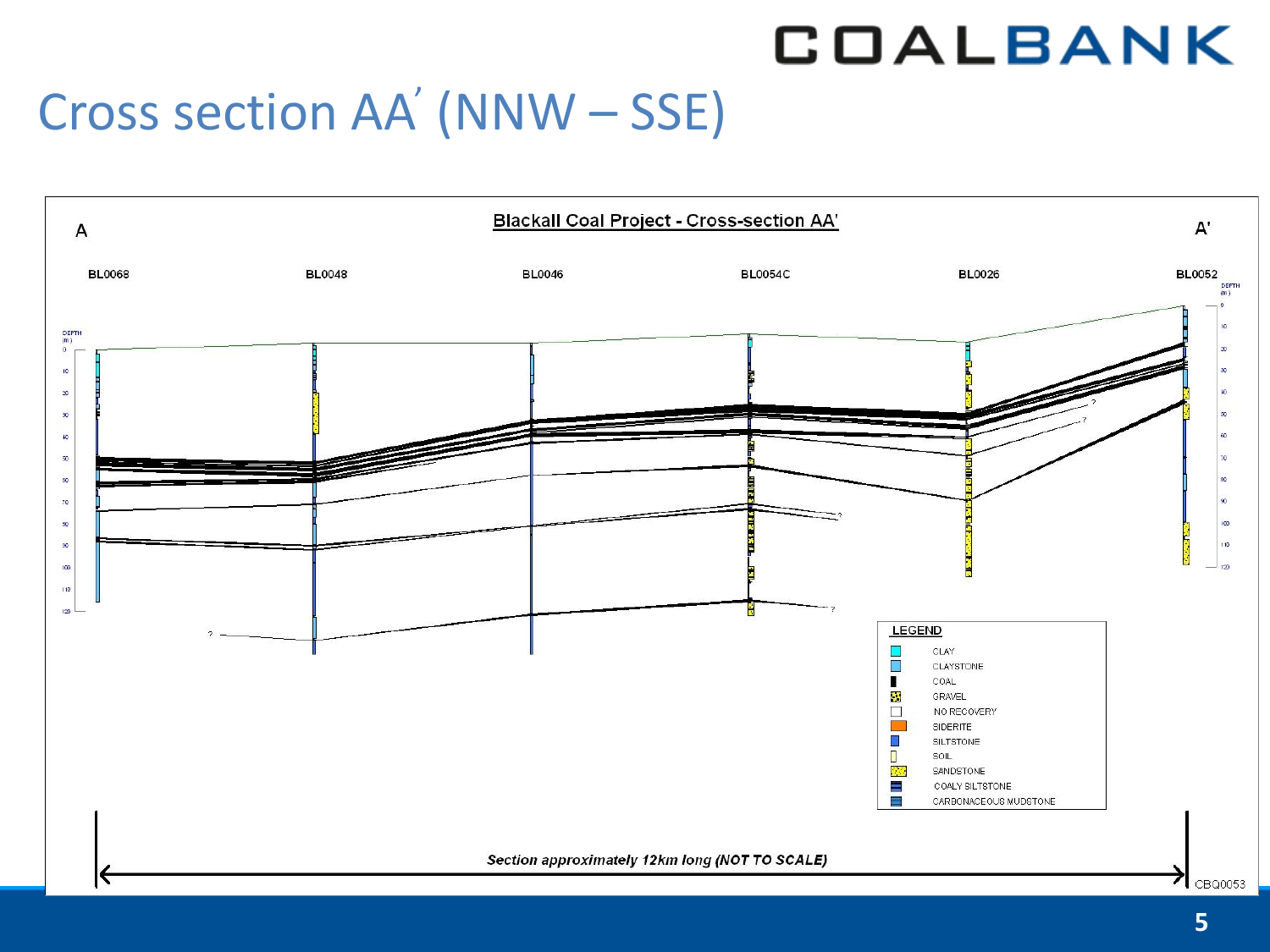# Cross section AA′ (NNW – SSE)

**Blackall Coal Project - Cross-section AA′**

A — A′

BL0068 | BL0048 | BL0046 | BL0054C | BL0026 | BL0052

DEPTH (m)

**LEGEND**

- CLAY
- CLAYSTONE
- COAL
- GRAVEL
- NO RECOVERY
- SIDERITE
- SILTSTONE
- SOIL
- SANDSTONE
- COALY SILTSTONE
- CARBONACEOUS MUDSTONE

***Section approximately 12km long (NOT TO SCALE)***

CBQ0053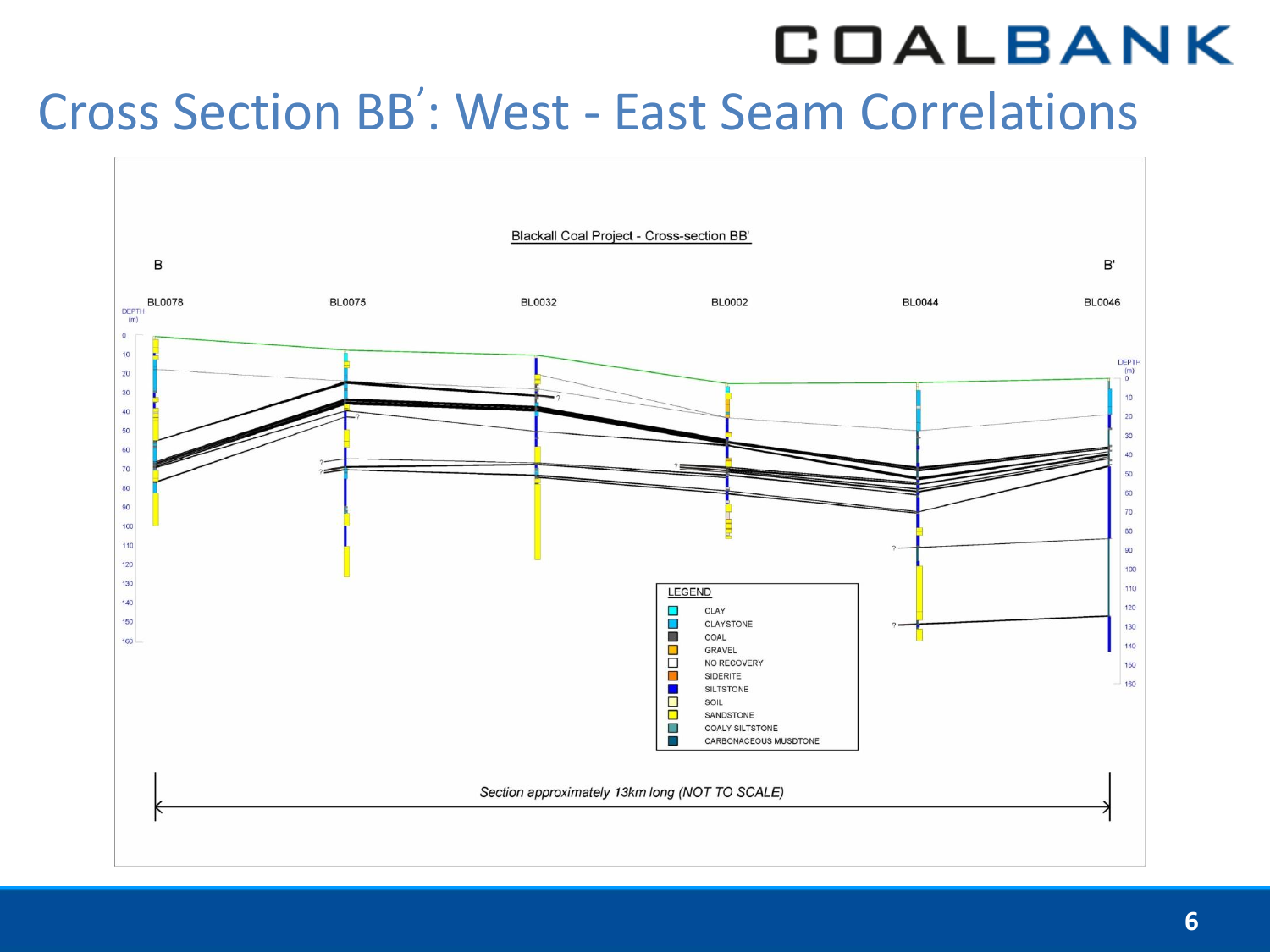# Cross Section BB′: West - East Seam Correlations

Blackall Coal Project - Cross-section BB'

B — B'

BL0078 BL0075 BL0032 BL0002 BL0044 BL0046

DEPTH (m)

LEGEND

- CLAY
- CLAYSTONE
- COAL
- GRAVEL
- NO RECOVERY
- SIDERITE
- SILTSTONE
- SOIL
- SANDSTONE
- COALY SILTSTONE
- CARBONACEOUS MUSDTONE

*Section approximately 13km long (NOT TO SCALE)*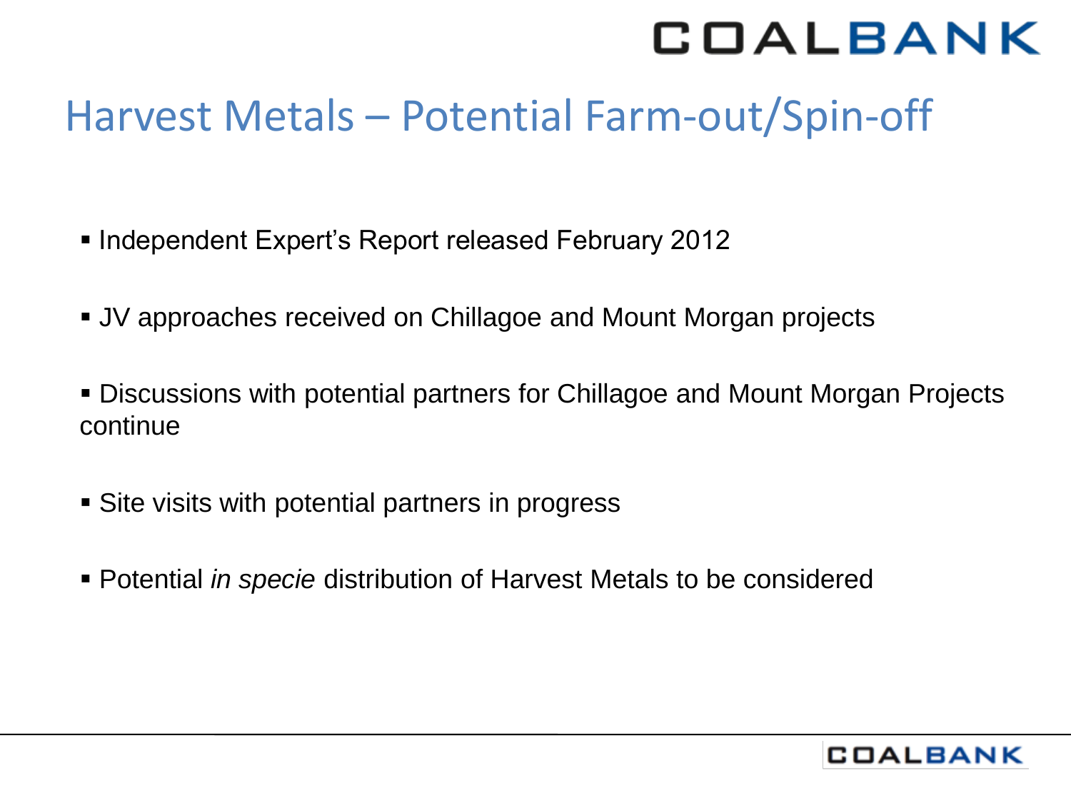# Harvest Metals – Potential Farm-out/Spin-off

- Independent Expert's Report released February 2012
- JV approaches received on Chillagoe and Mount Morgan projects
- Discussions with potential partners for Chillagoe and Mount Morgan Projects continue
- Site visits with potential partners in progress
- Potential *in specie* distribution of Harvest Metals to be considered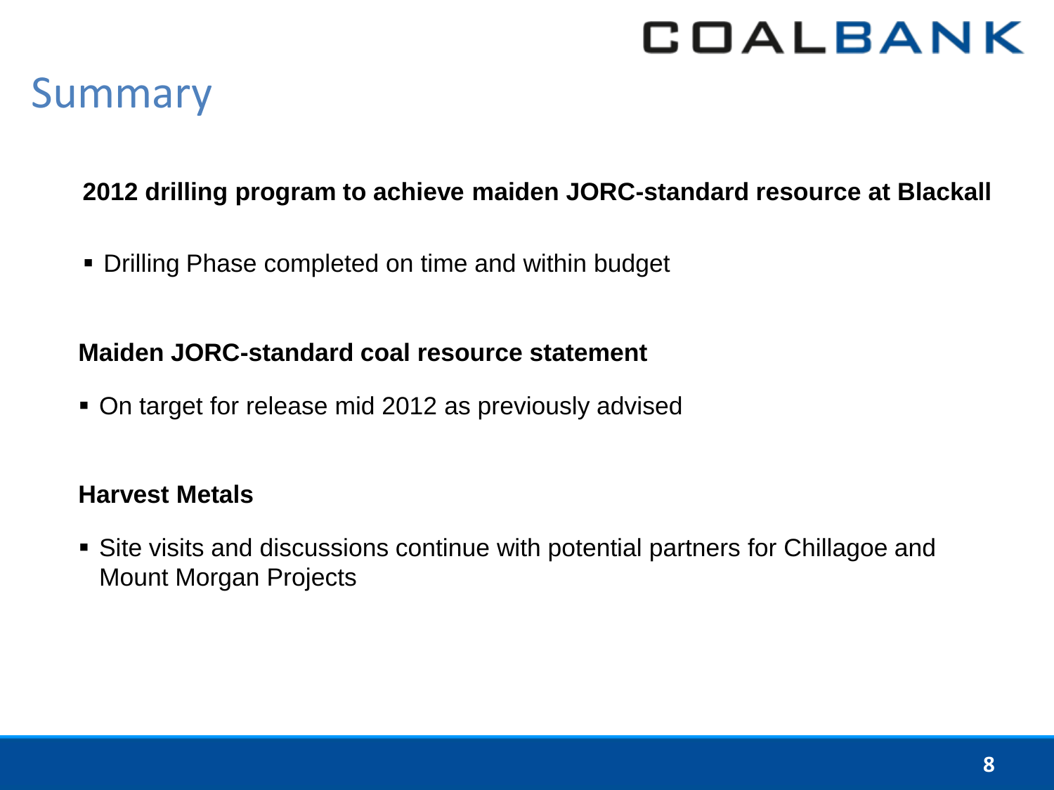# Summary

**2012 drilling program to achieve maiden JORC-standard resource at Blackall**

- Drilling Phase completed on time and within budget

**Maiden JORC-standard coal resource statement**

- On target for release mid 2012 as previously advised

**Harvest Metals**

- Site visits and discussions continue with potential partners for Chillagoe and Mount Morgan Projects